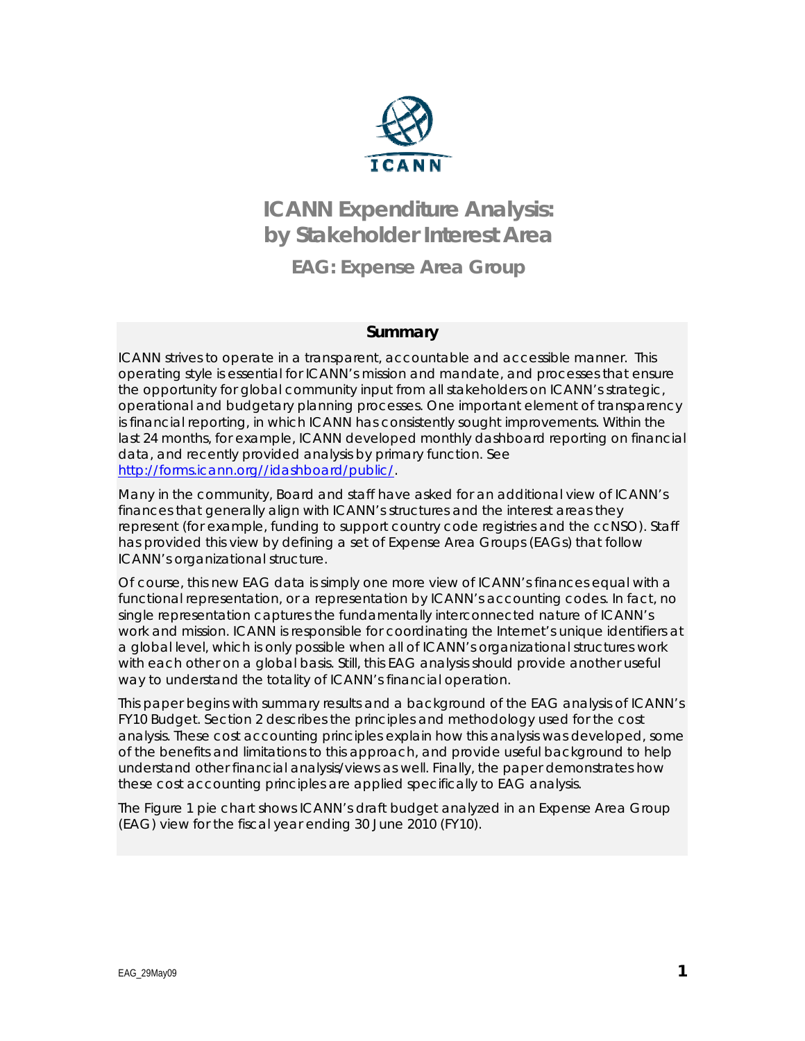# ICANN Expenditure Analysis: by Stakeholder Interest Area

## EAG: Expense Area Group

### Summary

ICANN strives to operate in a transparent, accountable and accessible manner. This operating style is essential for ICANN's mission and mandate, and processes that ensure the opportunity for global community input from all stakeholders on ICANN's strategic, operational and budgetary planning processes. One important element of transparency is financial reporting, in which ICANN has consistently sought improvements. Within the last 24 months, for example, ICANN developed monthly dashboard reporting on financial data, and recently provided analysis by primary function. See http://forms.icann.org//idashboard/public/.

Many in the community, Board and staff have asked for an additional view of ICANN's finances that generally align with ICANN's structures and the interest areas they represent (for example, funding to support country code registries and the ccNSO). Staff has provided this view by defining a set of Expense Area Groups (EAGs) that follow ICANN's organizational structure.

Of course, this new EAG data is simply one more view of ICANN's finances equal with a functional representation, or a representation by ICANN's accounting codes. In fact, no single representation captures the fundamentally interconnected nature of ICANN's work and mission. ICANN is responsible for coordinating the Internet's unique identifiers at a global level, which is only possible when all of ICANN's organizational structures work with each other on a global basis. Still, this EAG analysis should provide another useful way to understand the totality of ICANN's financial operation.

This paper begins with summary results and a background of the EAG analysis of ICANN's FY10 Budget. Section 2 describes the principles and methodology used for the cost analysis. These cost accounting principles explain how this analysis was developed, some of the benefits and limitations to this approach, and provide useful background to help understand other financial analysis/views as well. Finally, the paper demonstrates how these cost accounting principles are applied specifically to EAG analysis.

The Figure 1 pie chart shows ICANN's draft budget analyzed in an Expense Area Group (EAG) view for the fiscal year ending 30 June 2010 (FY10).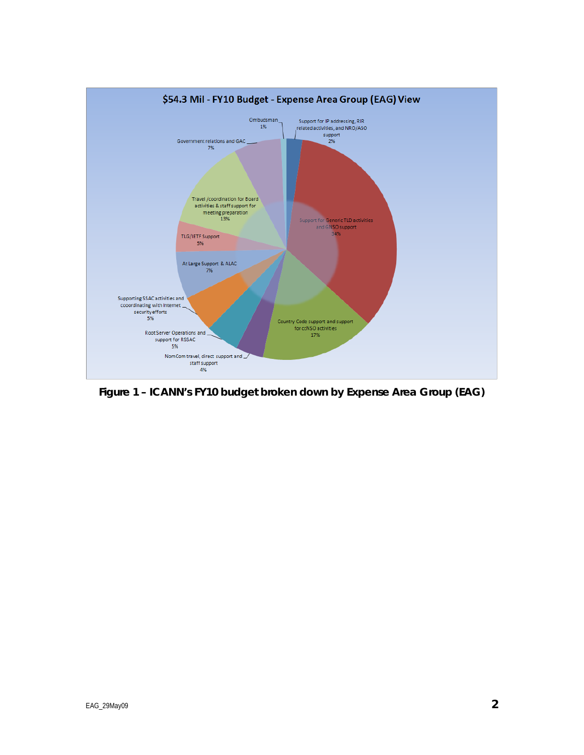$54.3 Mil - FY10 Budget - Expense Area Group (EAG) View

- Ombudsman 1%
- Support for IP addressing, RIR related activities, and NRO/ASO support 2%
- Support for Generic TLD activities and GNSO support 34%
- Country Code support and support for ccNSO activities 17%
- NomCom travel, direct support and staff support 4%
- Root Server Operations and support for RSSAC 5%
- Supporting SSAC activities and coordinating with Internet security efforts 5%
- At Large Support & ALAC 7%
- TLG/IETF Support 5%
- Travel /coordination for Board activities & staff support for meeting preparation 13%
- Government relations and GAC 7%

**Figure 1 – ICANN's FY10 budget broken down by Expense Area Group (EAG)**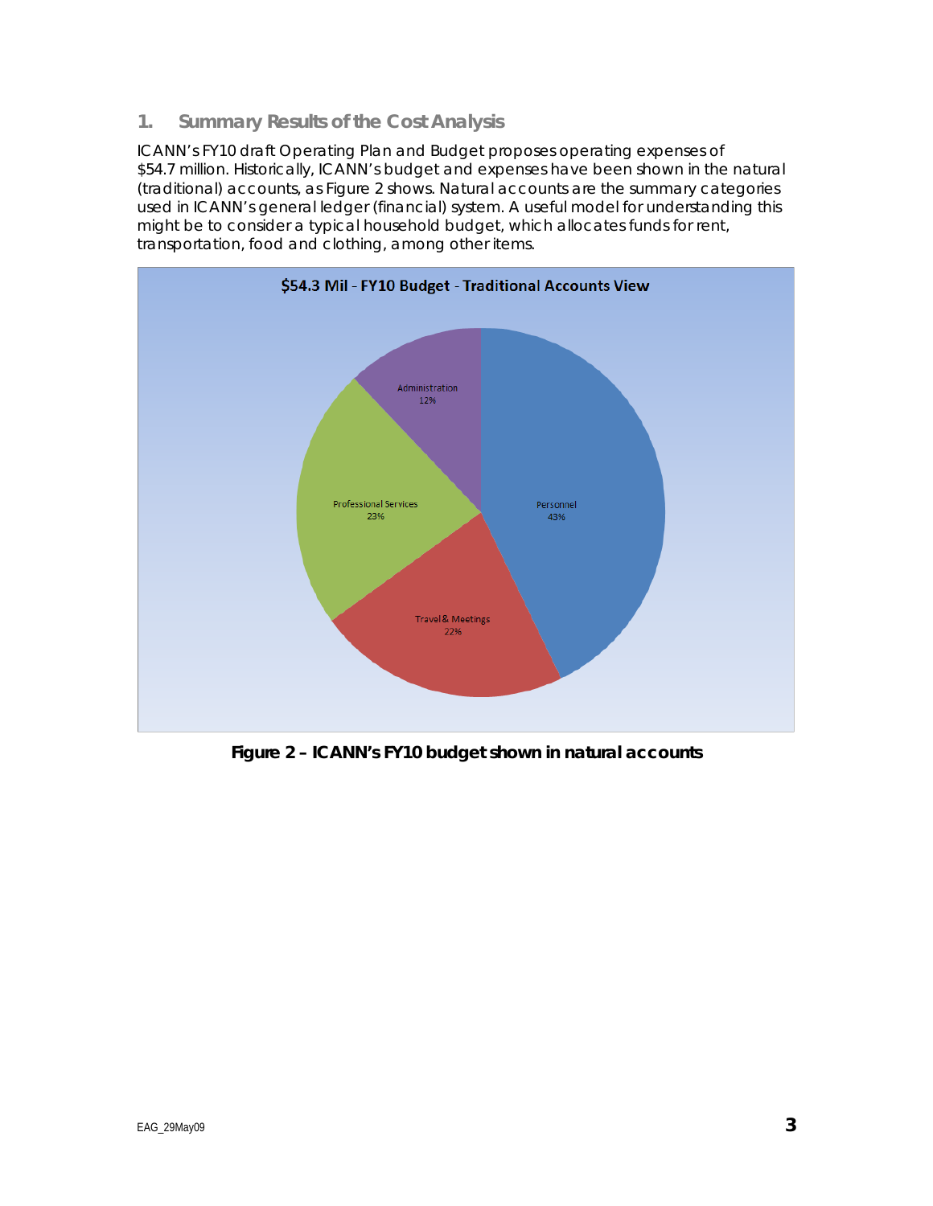## 1. Summary Results of the Cost Analysis

ICANN's FY10 draft Operating Plan and Budget proposes operating expenses of $54.7 million. Historically, ICANN's budget and expenses have been shown in the natural (traditional) accounts, as Figure 2 shows. Natural accounts are the summary categories used in ICANN's general ledger (financial) system. A useful model for understanding this might be to consider a typical household budget, which allocates funds for rent, transportation, food and clothing, among other items.

$54.3 Mil - FY10 Budget - Traditional Accounts View

| Category | Share |
|---|---|
| Personnel | 43% |
| Professional Services | 23% |
| Travel & Meetings | 22% |
| Administration | 12% |

**Figure 2 – ICANN's FY10 budget shown in natural accounts**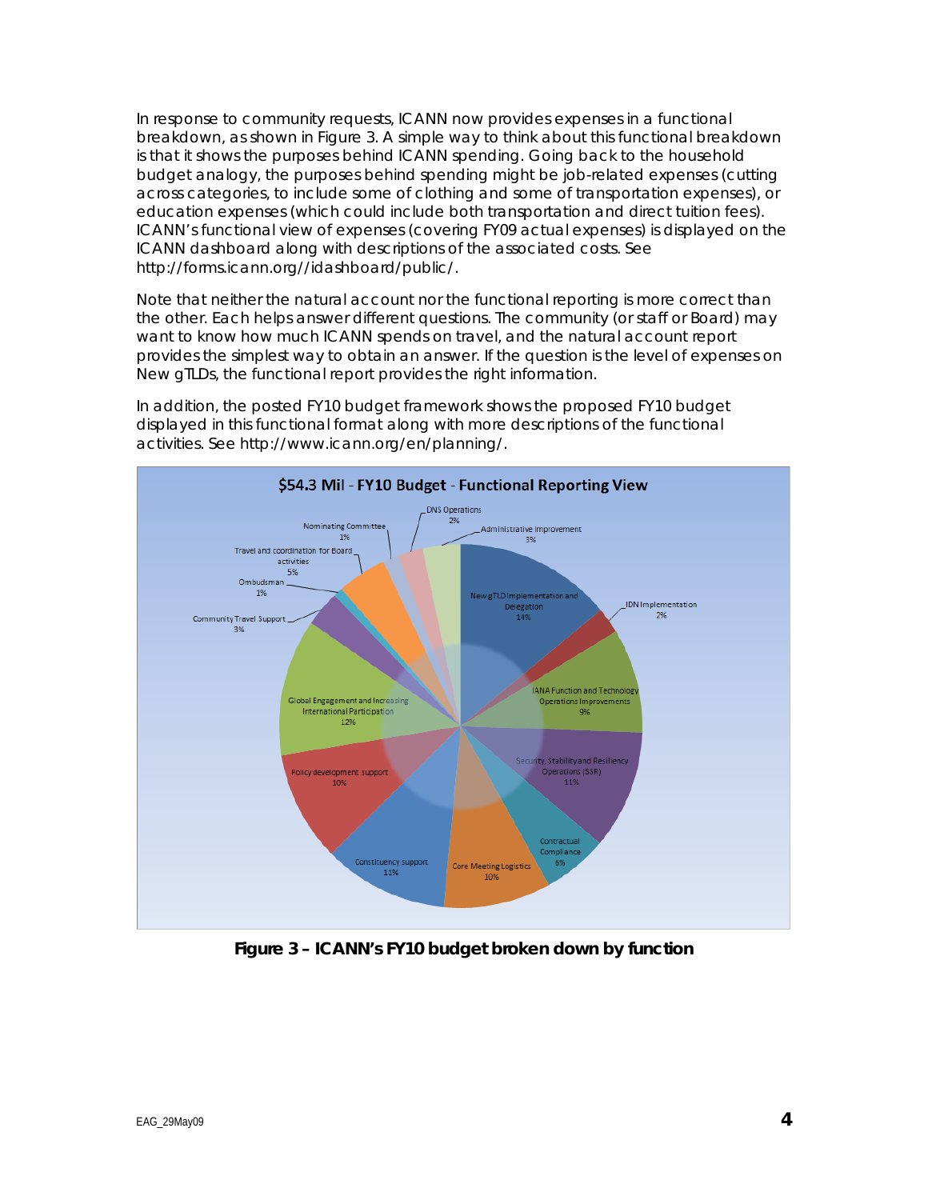In response to community requests, ICANN now provides expenses in a functional breakdown, as shown in Figure 3. A simple way to think about this functional breakdown is that it shows the purposes behind ICANN spending. Going back to the household budget analogy, the purposes behind spending might be job-related expenses (cutting across categories, to include some of clothing and some of transportation expenses), or education expenses (which could include both transportation and direct tuition fees). ICANN's functional view of expenses (covering FY09 actual expenses) is displayed on the ICANN dashboard along with descriptions of the associated costs. See http://forms.icann.org//idashboard/public/.

Note that neither the natural account nor the functional reporting is more correct than the other. Each helps answer different questions. The community (or staff or Board) may want to know how much ICANN spends on travel, and the natural account report provides the simplest way to obtain an answer. If the question is the level of expenses on New gTLDs, the functional report provides the right information.

In addition, the posted FY10 budget framework shows the proposed FY10 budget displayed in this functional format along with more descriptions of the functional activities. See http://www.icann.org/en/planning/.

**$54.3 Mil - FY10 Budget - Functional Reporting View**

| Function | Share |
|---|---|
| New gTLD Implementation and Delegation | 14% |
| IDN Implementation | 2% |
| IANA Function and Technology Operations Improvements | 9% |
| Security, Stability and Resiliency Operations (SSR) | 11% |
| Contractual Compliance | 6% |
| Core Meeting Logistics | 10% |
| Constituency support | 11% |
| Policy development support | 10% |
| Global Engagement and Increasing International Participation | 12% |
| Community Travel Support | 3% |
| Ombudsman | 1% |
| Travel and coordination for Board activities | 5% |
| Nominating Committee | 1% |
| DNS Operations | 2% |
| Administrative Improvement | 3% |

**Figure 3 – ICANN's FY10 budget broken down by function**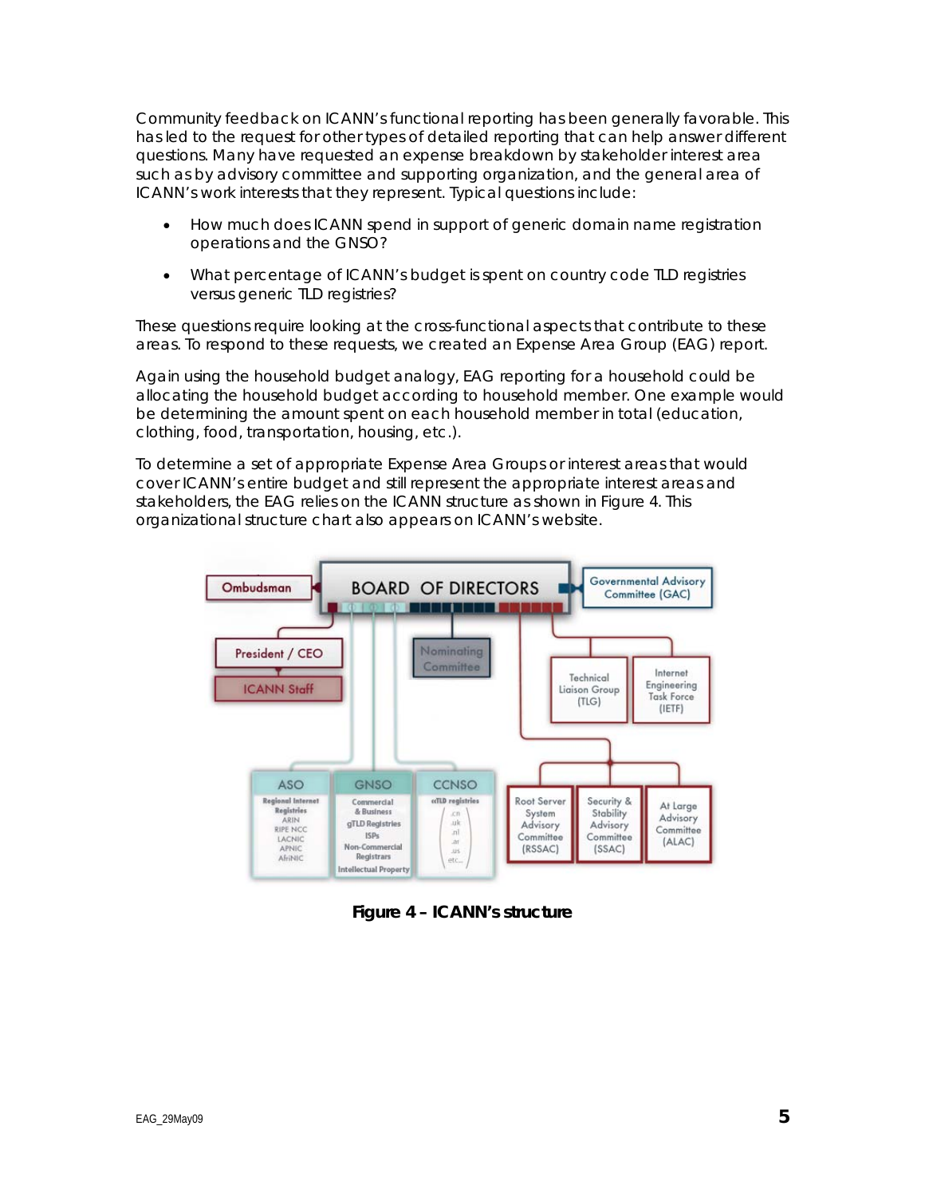Community feedback on ICANN's functional reporting has been generally favorable. This has led to the request for other types of detailed reporting that can help answer different questions. Many have requested an expense breakdown by stakeholder interest area such as by advisory committee and supporting organization, and the general area of ICANN's work interests that they represent. Typical questions include:

- How much does ICANN spend in support of generic domain name registration operations and the GNSO?
- What percentage of ICANN's budget is spent on country code TLD registries versus generic TLD registries?

These questions require looking at the cross-functional aspects that contribute to these areas. To respond to these requests, we created an Expense Area Group (EAG) report.

Again using the household budget analogy, EAG reporting for a household could be allocating the household budget according to household member. One example would be determining the amount spent on each household member in total (education, clothing, food, transportation, housing, etc.).

To determine a set of appropriate Expense Area Groups or interest areas that would cover ICANN's entire budget and still represent the appropriate interest areas and stakeholders, the EAG relies on the ICANN structure as shown in Figure 4. This organizational structure chart also appears on ICANN's website.

**Figure 4 – ICANN's structure**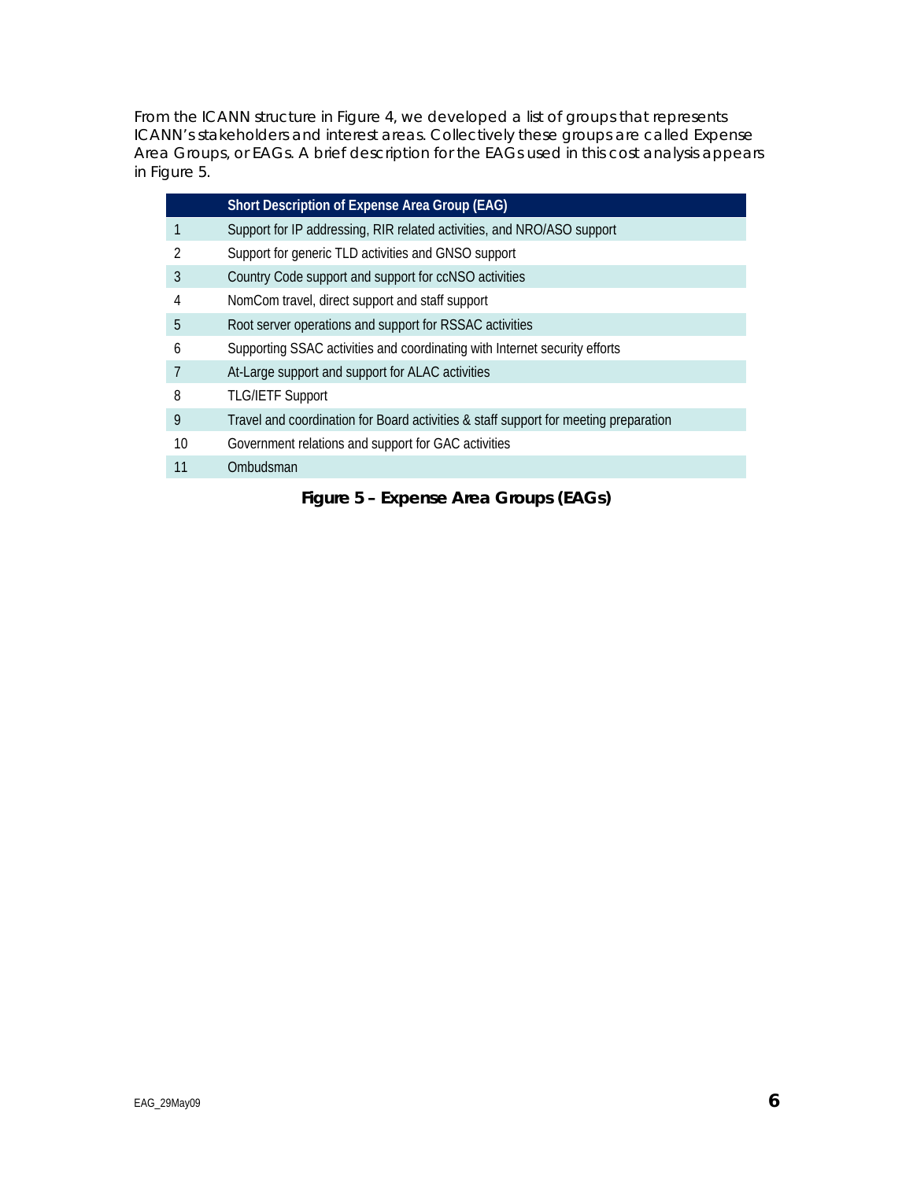From the ICANN structure in Figure 4, we developed a list of groups that represents ICANN's stakeholders and interest areas. Collectively these groups are called Expense Area Groups, or EAGs. A brief description for the EAGs used in this cost analysis appears in Figure 5.

| | Short Description of Expense Area Group (EAG) |
|---|---|
| 1 | Support for IP addressing, RIR related activities, and NRO/ASO support |
| 2 | Support for generic TLD activities and GNSO support |
| 3 | Country Code support and support for ccNSO activities |
| 4 | NomCom travel, direct support and staff support |
| 5 | Root server operations and support for RSSAC activities |
| 6 | Supporting SSAC activities and coordinating with Internet security efforts |
| 7 | At-Large support and support for ALAC activities |
| 8 | TLG/IETF Support |
| 9 | Travel and coordination for Board activities & staff support for meeting preparation |
| 10 | Government relations and support for GAC activities |
| 11 | Ombudsman |

**Figure 5 – Expense Area Groups (EAGs)**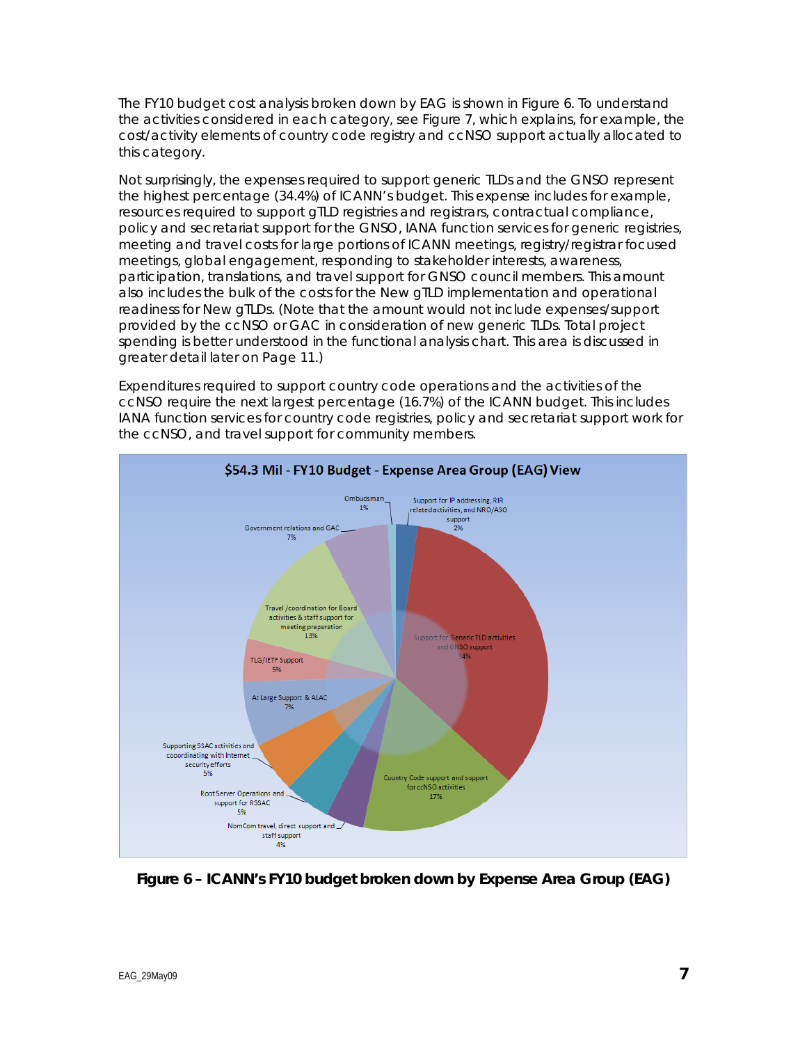The FY10 budget cost analysis broken down by EAG is shown in Figure 6. To understand the activities considered in each category, see Figure 7, which explains, for example, the cost/activity elements of country code registry and ccNSO support actually allocated to this category.

Not surprisingly, the expenses required to support generic TLDs and the GNSO represent the highest percentage (34.4%) of ICANN's budget. This expense includes for example, resources required to support gTLD registries and registrars, contractual compliance, policy and secretariat support for the GNSO, IANA function services for generic registries, meeting and travel costs for large portions of ICANN meetings, registry/registrar focused meetings, global engagement, responding to stakeholder interests, awareness, participation, translations, and travel support for GNSO council members. This amount also includes the bulk of the costs for the New gTLD implementation and operational readiness for New gTLDs. (Note that the amount would not include expenses/support provided by the ccNSO or GAC in consideration of new generic TLDs. Total project spending is better understood in the functional analysis chart. This area is discussed in greater detail later on Page 11.)

Expenditures required to support country code operations and the activities of the ccNSO require the next largest percentage (16.7%) of the ICANN budget. This includes IANA function services for country code registries, policy and secretariat support work for the ccNSO, and travel support for community members.

**$54.3 Mil - FY10 Budget - Expense Area Group (EAG) View**

| Expense Area Group | Percentage |
|---|---|
| Support for IP addressing, RIR related activities, and NRO/ASO support | 2% |
| Support for Generic TLD activities and GNSO support | 34% |
| Country Code support and support for ccNSO activities | 17% |
| NomCom travel, direct support and staff support | 4% |
| Root Server Operations and support for RSSAC | 5% |
| Supporting SSAC activities and cooordinating with Internet security efforts | 5% |
| At Large Support & ALAC | 7% |
| TLG/IETF Support | 5% |
| Travel /coordination for Board activities & staff support for meeting preparation | 13% |
| Government relations and GAC | 7% |
| Ombudsman | 1% |

**Figure 6 – ICANN's FY10 budget broken down by Expense Area Group (EAG)**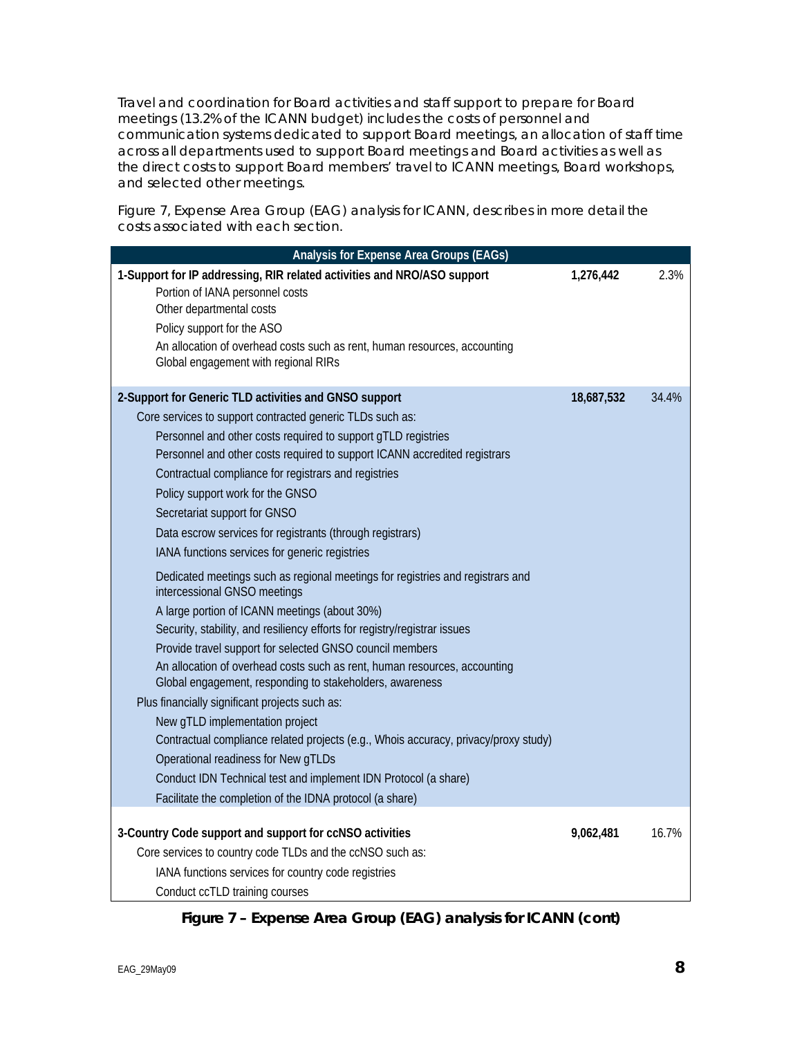Travel and coordination for Board activities and staff support to prepare for Board meetings (13.2% of the ICANN budget) includes the costs of personnel and communication systems dedicated to support Board meetings, an allocation of staff time across all departments used to support Board meetings and Board activities as well as the direct costs to support Board members' travel to ICANN meetings, Board workshops, and selected other meetings.

Figure 7, Expense Area Group (EAG) analysis for ICANN, describes in more detail the costs associated with each section.

| Analysis for Expense Area Groups (EAGs) | | |
|---|---|---|
| **1-Support for IP addressing, RIR related activities and NRO/ASO support** | **1,276,442** | 2.3% |
| Portion of IANA personnel costs | | |
| Other departmental costs | | |
| Policy support for the ASO | | |
| An allocation of overhead costs such as rent, human resources, accounting | | |
| Global engagement with regional RIRs | | |
| **2-Support for Generic TLD activities and GNSO support** | **18,687,532** | 34.4% |
| Core services to support contracted generic TLDs such as: | | |
| Personnel and other costs required to support gTLD registries | | |
| Personnel and other costs required to support ICANN accredited registrars | | |
| Contractual compliance for registrars and registries | | |
| Policy support work for the GNSO | | |
| Secretariat support for GNSO | | |
| Data escrow services for registrants (through registrars) | | |
| IANA functions services for generic registries | | |
| Dedicated meetings such as regional meetings for registries and registrars and intercessional GNSO meetings | | |
| A large portion of ICANN meetings (about 30%) | | |
| Security, stability, and resiliency efforts for registry/registrar issues | | |
| Provide travel support for selected GNSO council members | | |
| An allocation of overhead costs such as rent, human resources, accounting | | |
| Global engagement, responding to stakeholders, awareness | | |
| Plus financially significant projects such as: | | |
| New gTLD implementation project | | |
| Contractual compliance related projects (e.g., Whois accuracy, privacy/proxy study) | | |
| Operational readiness for New gTLDs | | |
| Conduct IDN Technical test and implement IDN Protocol (a share) | | |
| Facilitate the completion of the IDNA protocol (a share) | | |
| **3-Country Code support and support for ccNSO activities** | **9,062,481** | 16.7% |
| Core services to country code TLDs and the ccNSO such as: | | |
| IANA functions services for country code registries | | |
| Conduct ccTLD training courses | | |

**Figure 7 – Expense Area Group (EAG) analysis for ICANN (cont)**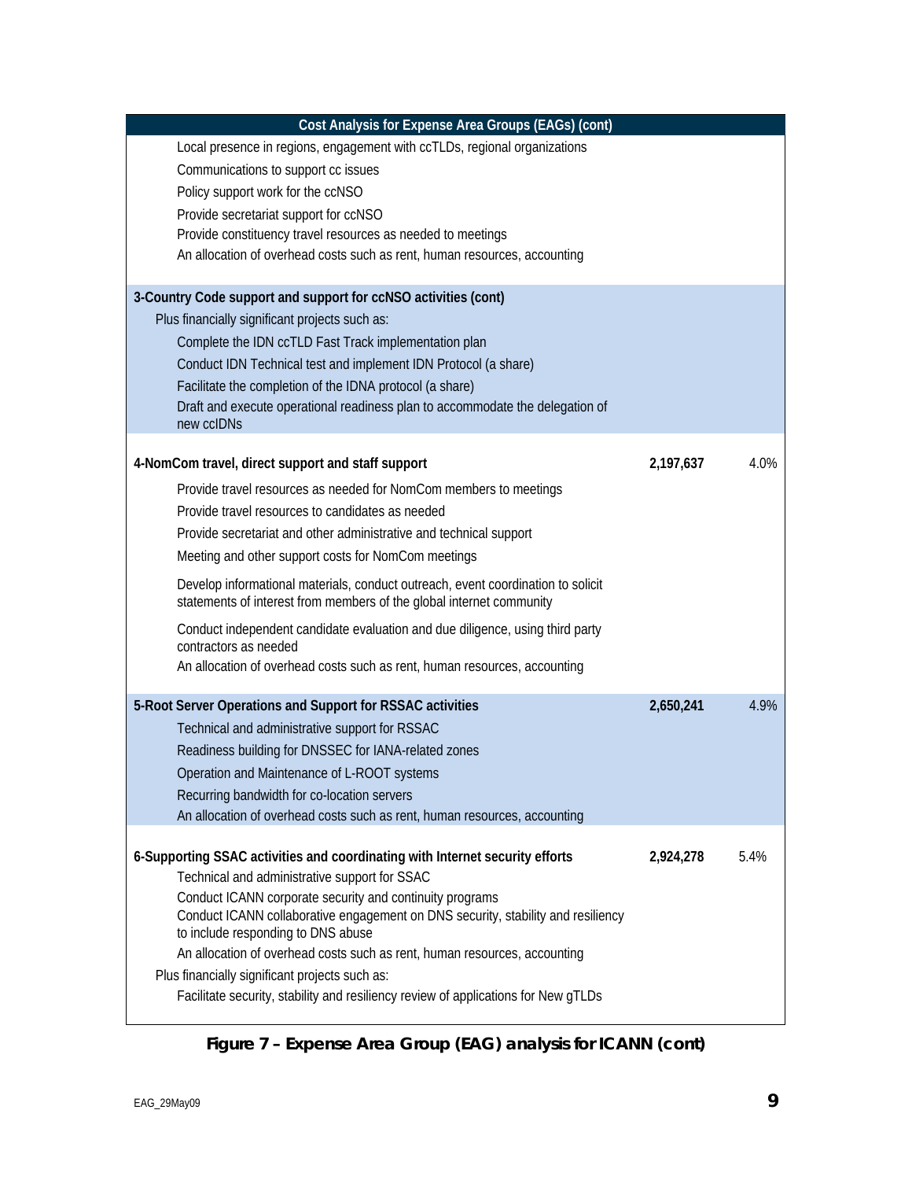| Cost Analysis for Expense Area Groups (EAGs) (cont) | | |
|---|---|---|
| Local presence in regions, engagement with ccTLDs, regional organizations | | |
| Communications to support cc issues | | |
| Policy support work for the ccNSO | | |
| Provide secretariat support for ccNSO | | |
| Provide constituency travel resources as needed to meetings | | |
| An allocation of overhead costs such as rent, human resources, accounting | | |
| **3-Country Code support and support for ccNSO activities (cont)** | | |
| Plus financially significant projects such as: | | |
| Complete the IDN ccTLD Fast Track implementation plan | | |
| Conduct IDN Technical test and implement IDN Protocol (a share) | | |
| Facilitate the completion of the IDNA protocol (a share) | | |
| Draft and execute operational readiness plan to accommodate the delegation of new ccIDNs | | |
| **4-NomCom travel, direct support and staff support** | **2,197,637** | 4.0% |
| Provide travel resources as needed for NomCom members to meetings | | |
| Provide travel resources to candidates as needed | | |
| Provide secretariat and other administrative and technical support | | |
| Meeting and other support costs for NomCom meetings | | |
| Develop informational materials, conduct outreach, event coordination to solicit statements of interest from members of the global internet community | | |
| Conduct independent candidate evaluation and due diligence, using third party contractors as needed | | |
| An allocation of overhead costs such as rent, human resources, accounting | | |
| **5-Root Server Operations and Support for RSSAC activities** | **2,650,241** | 4.9% |
| Technical and administrative support for RSSAC | | |
| Readiness building for DNSSEC for IANA-related zones | | |
| Operation and Maintenance of L-ROOT systems | | |
| Recurring bandwidth for co-location servers | | |
| An allocation of overhead costs such as rent, human resources, accounting | | |
| **6-Supporting SSAC activities and coordinating with Internet security efforts** | **2,924,278** | 5.4% |
| Technical and administrative support for SSAC | | |
| Conduct ICANN corporate security and continuity programs | | |
| Conduct ICANN collaborative engagement on DNS security, stability and resiliency to include responding to DNS abuse | | |
| An allocation of overhead costs such as rent, human resources, accounting | | |
| Plus financially significant projects such as: | | |
| Facilitate security, stability and resiliency review of applications for New gTLDs | | |

**Figure 7 – Expense Area Group (EAG) analysis for ICANN (cont)**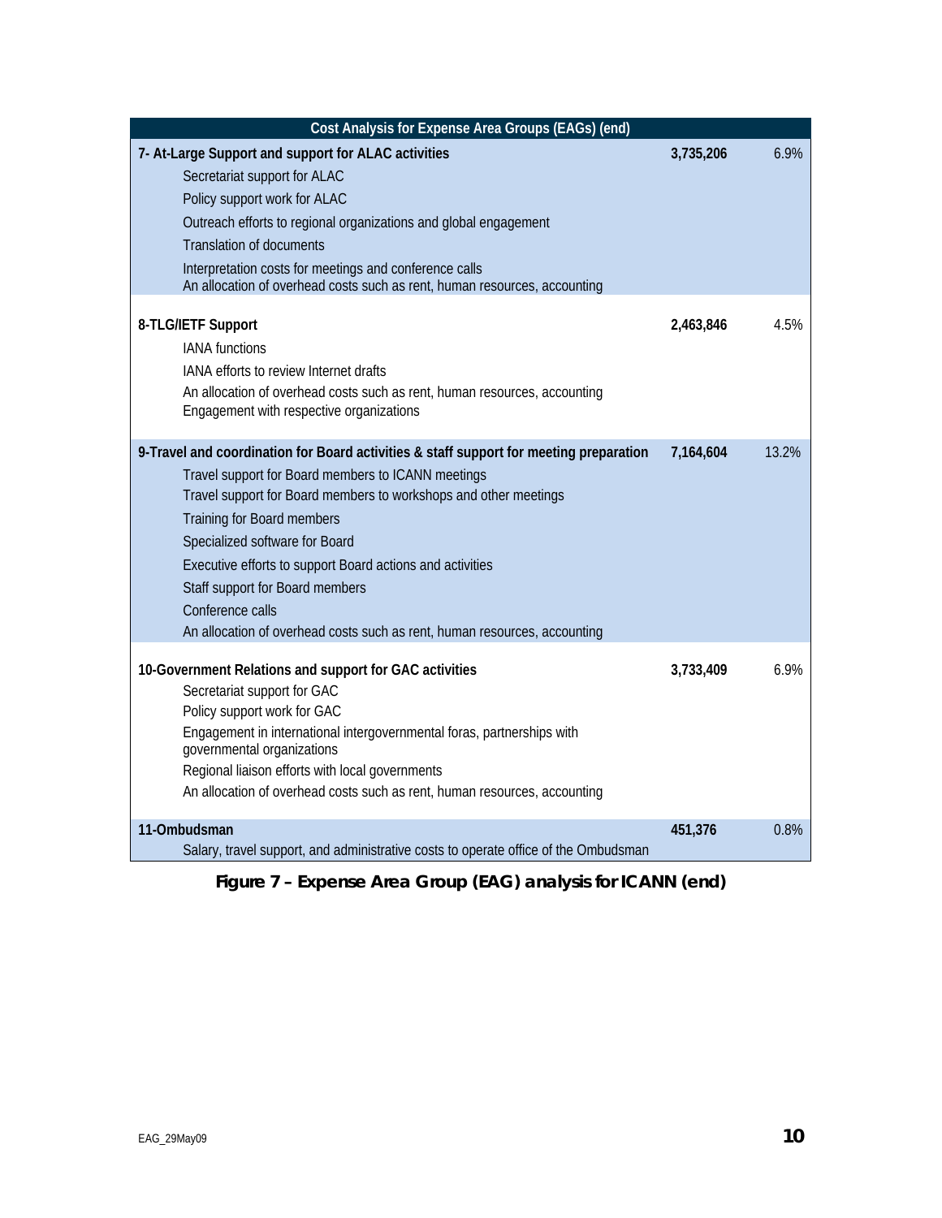| Cost Analysis for Expense Area Groups (EAGs) (end) | | |
|---|---|---|
| **7- At-Large Support and support for ALAC activities** | **3,735,206** | 6.9% |
| Secretariat support for ALAC | | |
| Policy support work for ALAC | | |
| Outreach efforts to regional organizations and global engagement | | |
| Translation of documents | | |
| Interpretation costs for meetings and conference calls | | |
| An allocation of overhead costs such as rent, human resources, accounting | | |
| **8-TLG/IETF Support** | **2,463,846** | 4.5% |
| IANA functions | | |
| IANA efforts to review Internet drafts | | |
| An allocation of overhead costs such as rent, human resources, accounting | | |
| Engagement with respective organizations | | |
| **9-Travel and coordination for Board activities & staff support for meeting preparation** | **7,164,604** | 13.2% |
| Travel support for Board members to ICANN meetings | | |
| Travel support for Board members to workshops and other meetings | | |
| Training for Board members | | |
| Specialized software for Board | | |
| Executive efforts to support Board actions and activities | | |
| Staff support for Board members | | |
| Conference calls | | |
| An allocation of overhead costs such as rent, human resources, accounting | | |
| **10-Government Relations and support for GAC activities** | **3,733,409** | 6.9% |
| Secretariat support for GAC | | |
| Policy support work for GAC | | |
| Engagement in international intergovernmental foras, partnerships with governmental organizations | | |
| Regional liaison efforts with local governments | | |
| An allocation of overhead costs such as rent, human resources, accounting | | |
| **11-Ombudsman** | **451,376** | 0.8% |
| Salary, travel support, and administrative costs to operate office of the Ombudsman | | |

**Figure 7 – Expense Area Group (EAG) analysis for ICANN (end)**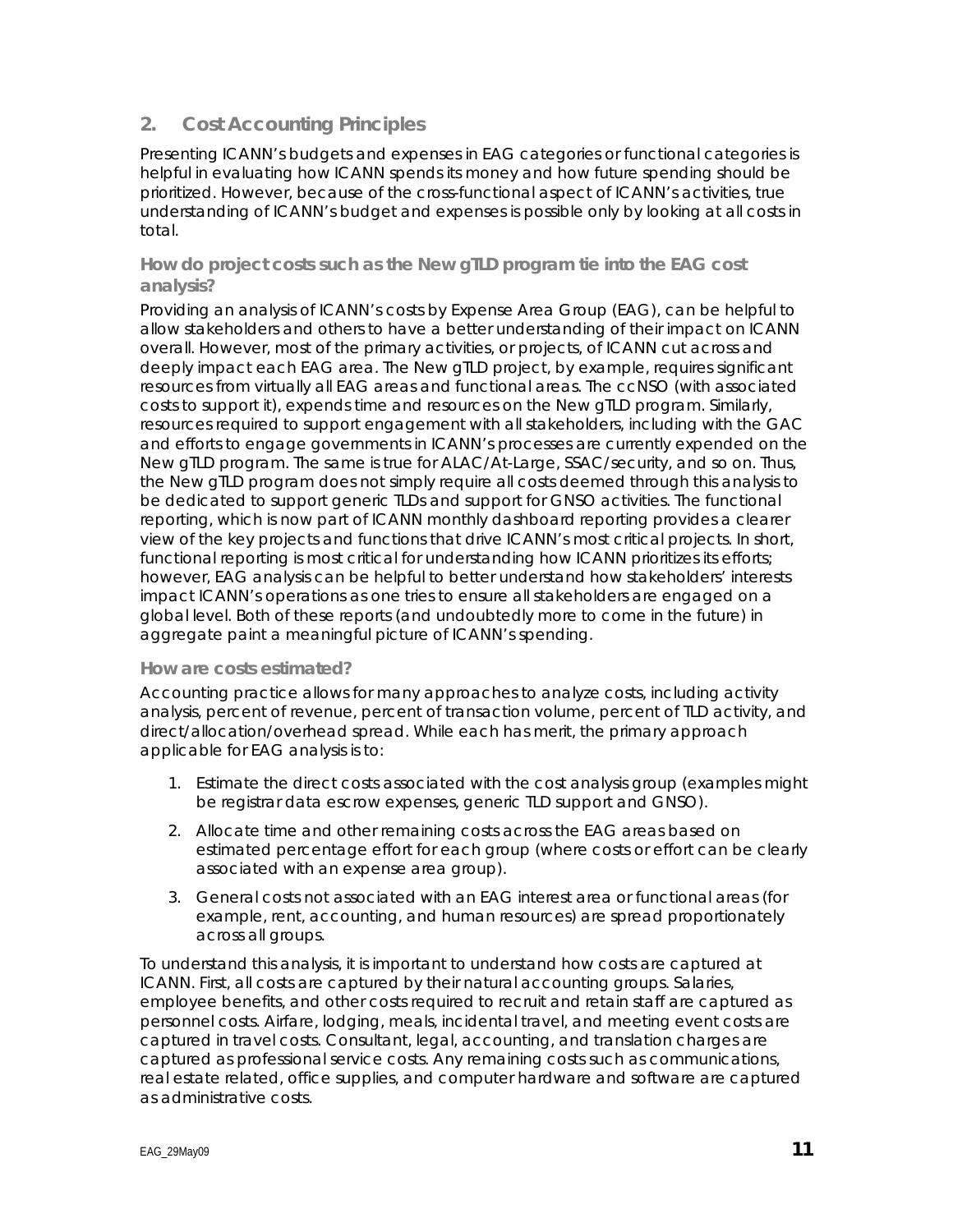## 2. Cost Accounting Principles

Presenting ICANN's budgets and expenses in EAG categories or functional categories is helpful in evaluating how ICANN spends its money and how future spending should be prioritized. However, because of the cross-functional aspect of ICANN's activities, true understanding of ICANN's budget and expenses is possible only by looking at all costs in total.

### How do project costs such as the New gTLD program tie into the EAG cost analysis?

Providing an analysis of ICANN's costs by Expense Area Group (EAG), can be helpful to allow stakeholders and others to have a better understanding of their impact on ICANN overall. However, most of the primary activities, or projects, of ICANN cut across and deeply impact each EAG area. The New gTLD project, by example, requires significant resources from virtually all EAG areas and functional areas. The ccNSO (with associated costs to support it), expends time and resources on the New gTLD program. Similarly, resources required to support engagement with all stakeholders, including with the GAC and efforts to engage governments in ICANN's processes are currently expended on the New gTLD program. The same is true for ALAC/At-Large, SSAC/security, and so on. Thus, the New gTLD program does not simply require all costs deemed through this analysis to be dedicated to support generic TLDs and support for GNSO activities. The functional reporting, which is now part of ICANN monthly dashboard reporting provides a clearer view of the key projects and functions that drive ICANN's most critical projects. In short, functional reporting is most critical for understanding how ICANN prioritizes its efforts; however, EAG analysis can be helpful to better understand how stakeholders' interests impact ICANN's operations as one tries to ensure all stakeholders are engaged on a global level. Both of these reports (and undoubtedly more to come in the future) in aggregate paint a meaningful picture of ICANN's spending.

### How are costs estimated?

Accounting practice allows for many approaches to analyze costs, including activity analysis, percent of revenue, percent of transaction volume, percent of TLD activity, and direct/allocation/overhead spread. While each has merit, the primary approach applicable for EAG analysis is to:

1. Estimate the direct costs associated with the cost analysis group (examples might be registrar data escrow expenses, generic TLD support and GNSO).
2. Allocate time and other remaining costs across the EAG areas based on estimated percentage effort for each group (where costs or effort can be clearly associated with an expense area group).
3. General costs not associated with an EAG interest area or functional areas (for example, rent, accounting, and human resources) are spread proportionately across all groups.

To understand this analysis, it is important to understand how costs are captured at ICANN. First, all costs are captured by their natural accounting groups. Salaries, employee benefits, and other costs required to recruit and retain staff are captured as personnel costs. Airfare, lodging, meals, incidental travel, and meeting event costs are captured in travel costs. Consultant, legal, accounting, and translation charges are captured as professional service costs. Any remaining costs such as communications, real estate related, office supplies, and computer hardware and software are captured as administrative costs.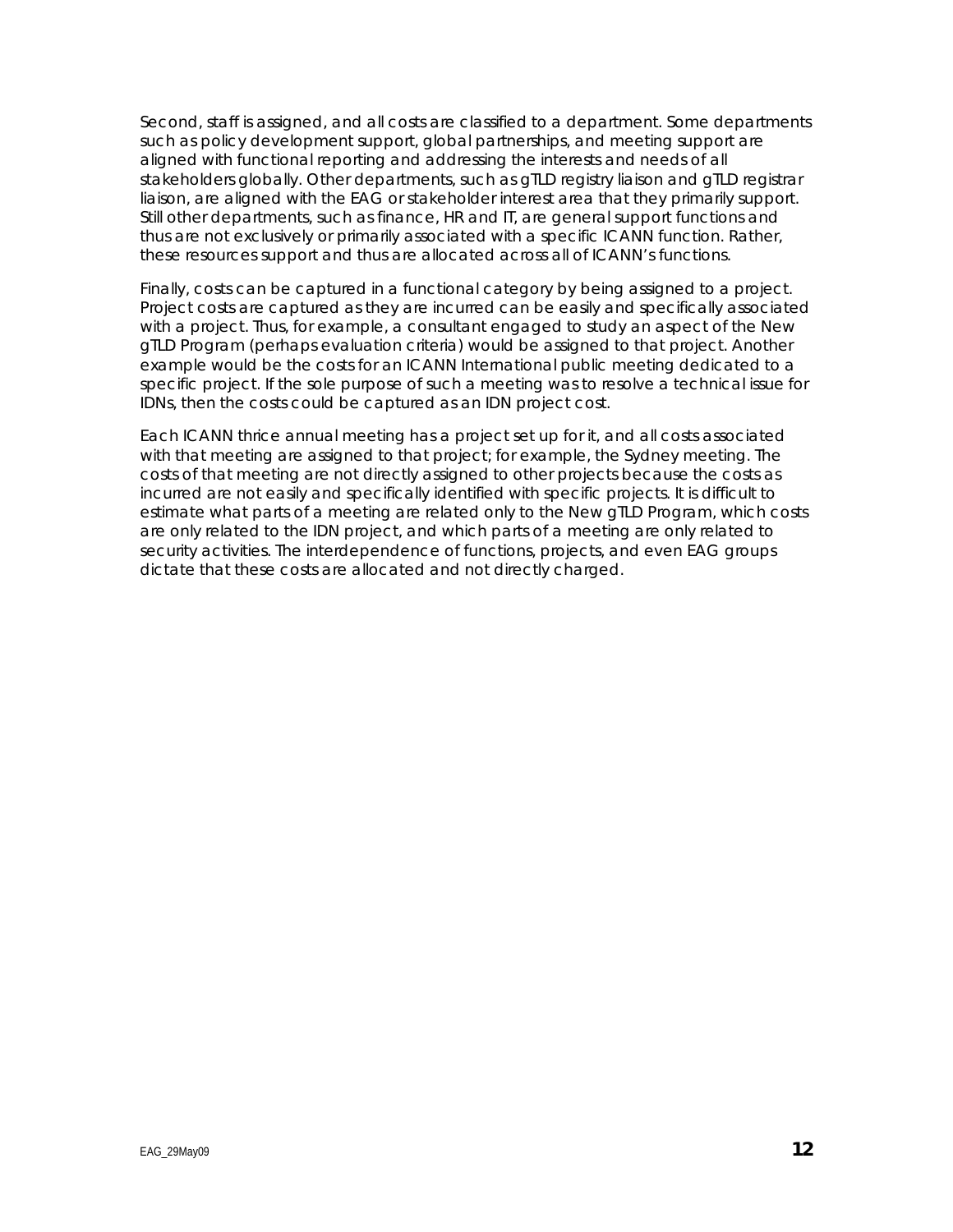Second, staff is assigned, and all costs are classified to a department. Some departments such as policy development support, global partnerships, and meeting support are aligned with functional reporting and addressing the interests and needs of all stakeholders globally. Other departments, such as gTLD registry liaison and gTLD registrar liaison, are aligned with the EAG or stakeholder interest area that they primarily support. Still other departments, such as finance, HR and IT, are general support functions and thus are not exclusively or primarily associated with a specific ICANN function. Rather, these resources support and thus are allocated across all of ICANN's functions.

Finally, costs can be captured in a functional category by being assigned to a project. Project costs are captured as they are incurred can be easily and specifically associated with a project. Thus, for example, a consultant engaged to study an aspect of the New gTLD Program (perhaps evaluation criteria) would be assigned to that project. Another example would be the costs for an ICANN International public meeting dedicated to a specific project. If the sole purpose of such a meeting was to resolve a technical issue for IDNs, then the costs could be captured as an IDN project cost.

Each ICANN thrice annual meeting has a project set up for it, and all costs associated with that meeting are assigned to that project; for example, the Sydney meeting. The costs of that meeting are not directly assigned to other projects because the costs as incurred are not easily and specifically identified with specific projects. It is difficult to estimate what parts of a meeting are related only to the New gTLD Program, which costs are only related to the IDN project, and which parts of a meeting are only related to security activities. The interdependence of functions, projects, and even EAG groups dictate that these costs are allocated and not directly charged.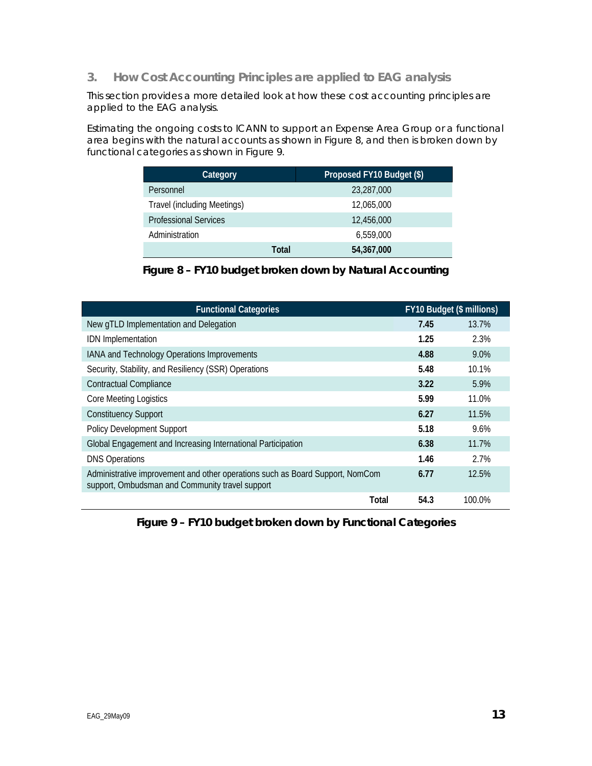## 3. How Cost Accounting Principles are applied to EAG analysis

This section provides a more detailed look at how these cost accounting principles are applied to the EAG analysis.

Estimating the ongoing costs to ICANN to support an Expense Area Group or a functional area begins with the natural accounts as shown in Figure 8, and then is broken down by functional categories as shown in Figure 9.

| Category | Proposed FY10 Budget ($) |
|---|---|
| Personnel | 23,287,000 |
| Travel (including Meetings) | 12,065,000 |
| Professional Services | 12,456,000 |
| Administration | 6,559,000 |
| **Total** | **54,367,000** |

**Figure 8 – FY10 budget broken down by Natural Accounting**

| Functional Categories | FY10 Budget ($ millions) | |
|---|---|---|
| New gTLD Implementation and Delegation | **7.45** | 13.7% |
| IDN Implementation | **1.25** | 2.3% |
| IANA and Technology Operations Improvements | **4.88** | 9.0% |
| Security, Stability, and Resiliency (SSR) Operations | **5.48** | 10.1% |
| Contractual Compliance | **3.22** | 5.9% |
| Core Meeting Logistics | **5.99** | 11.0% |
| Constituency Support | **6.27** | 11.5% |
| Policy Development Support | **5.18** | 9.6% |
| Global Engagement and Increasing International Participation | **6.38** | 11.7% |
| DNS Operations | **1.46** | 2.7% |
| Administrative improvement and other operations such as Board Support, NomCom support, Ombudsman and Community travel support | **6.77** | 12.5% |
| **Total** | **54.3** | 100.0% |

**Figure 9 – FY10 budget broken down by Functional Categories**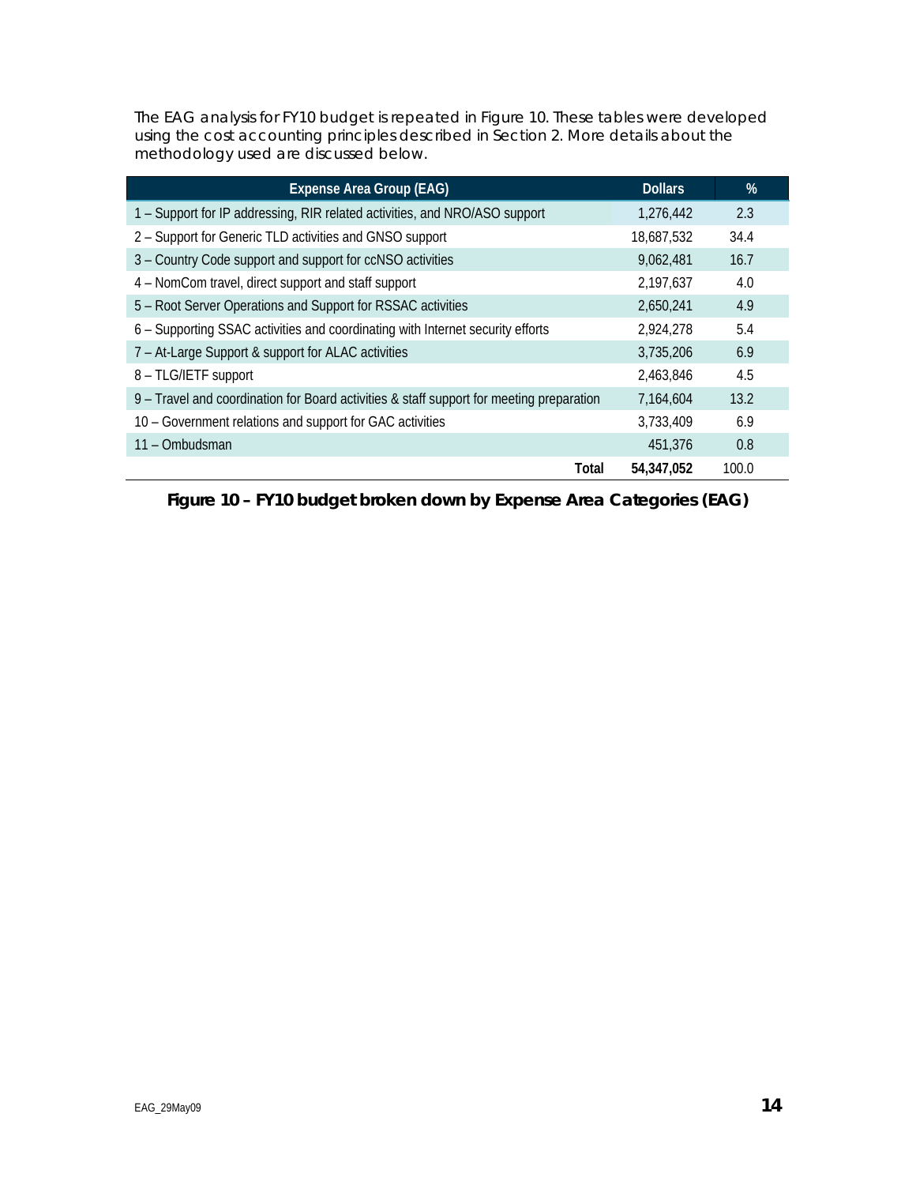The EAG analysis for FY10 budget is repeated in Figure 10. These tables were developed using the cost accounting principles described in Section 2. More details about the methodology used are discussed below.

| Expense Area Group (EAG) | Dollars | % |
|---|---|---|
| 1 – Support for IP addressing, RIR related activities, and NRO/ASO support | 1,276,442 | 2.3 |
| 2 – Support for Generic TLD activities and GNSO support | 18,687,532 | 34.4 |
| 3 – Country Code support and support for ccNSO activities | 9,062,481 | 16.7 |
| 4 – NomCom travel, direct support and staff support | 2,197,637 | 4.0 |
| 5 – Root Server Operations and Support for RSSAC activities | 2,650,241 | 4.9 |
| 6 – Supporting SSAC activities and coordinating with Internet security efforts | 2,924,278 | 5.4 |
| 7 – At-Large Support & support for ALAC activities | 3,735,206 | 6.9 |
| 8 – TLG/IETF support | 2,463,846 | 4.5 |
| 9 – Travel and coordination for Board activities & staff support for meeting preparation | 7,164,604 | 13.2 |
| 10 – Government relations and support for GAC activities | 3,733,409 | 6.9 |
| 11 – Ombudsman | 451,376 | 0.8 |
| **Total** | **54,347,052** | 100.0 |

**Figure 10 – FY10 budget broken down by Expense Area Categories (EAG)**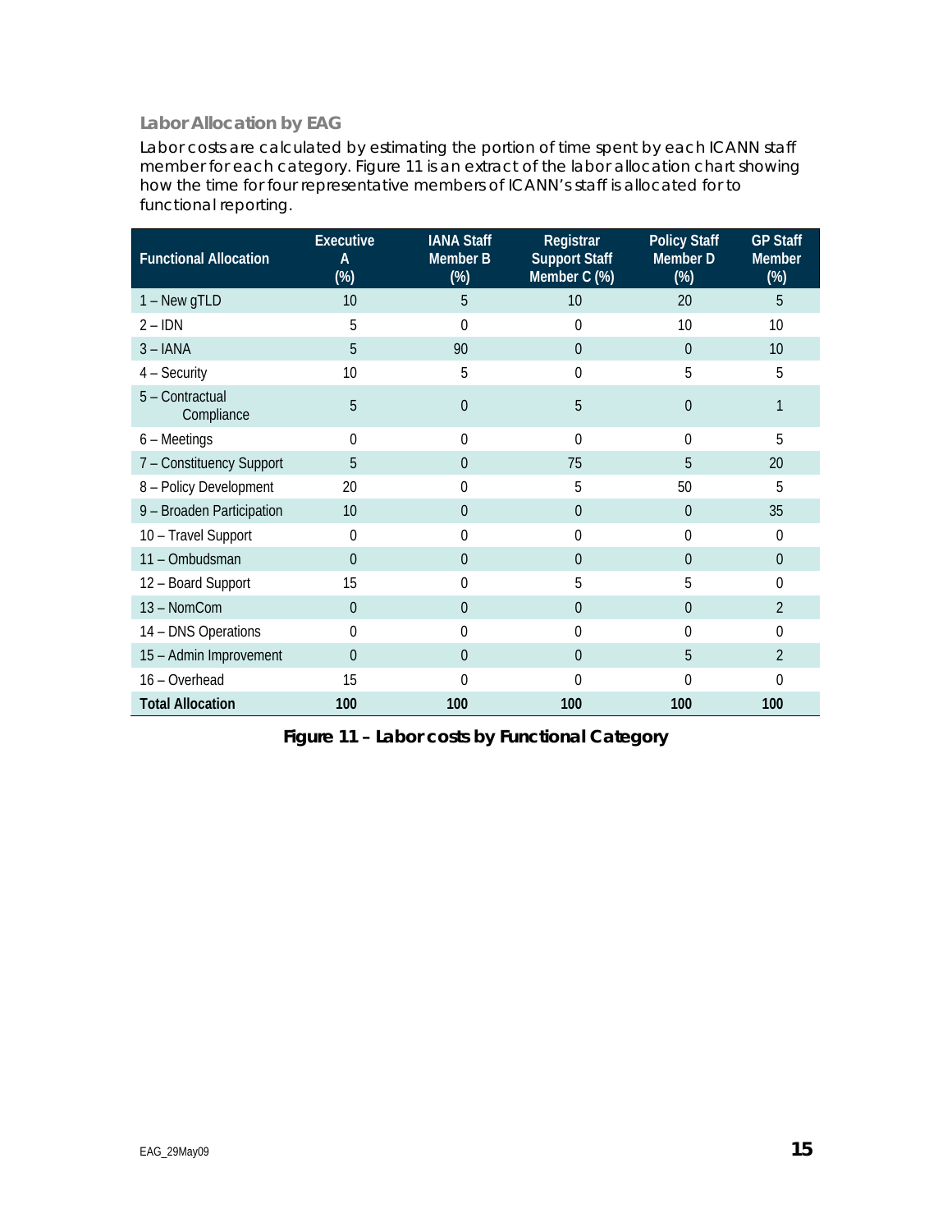### Labor Allocation by EAG

Labor costs are calculated by estimating the portion of time spent by each ICANN staff member for each category. Figure 11 is an extract of the labor allocation chart showing how the time for four representative members of ICANN's staff is allocated for to functional reporting.

| Functional Allocation | Executive A (%) | IANA Staff Member B (%) | Registrar Support Staff Member C (%) | Policy Staff Member D (%) | GP Staff Member (%) |
|---|---|---|---|---|---|
| 1 – New gTLD | 10 | 5 | 10 | 20 | 5 |
| 2 – IDN | 5 | 0 | 0 | 10 | 10 |
| 3 – IANA | 5 | 90 | 0 | 0 | 10 |
| 4 – Security | 10 | 5 | 0 | 5 | 5 |
| 5 – Contractual Compliance | 5 | 0 | 5 | 0 | 1 |
| 6 – Meetings | 0 | 0 | 0 | 0 | 5 |
| 7 – Constituency Support | 5 | 0 | 75 | 5 | 20 |
| 8 – Policy Development | 20 | 0 | 5 | 50 | 5 |
| 9 – Broaden Participation | 10 | 0 | 0 | 0 | 35 |
| 10 – Travel Support | 0 | 0 | 0 | 0 | 0 |
| 11 – Ombudsman | 0 | 0 | 0 | 0 | 0 |
| 12 – Board Support | 15 | 0 | 5 | 5 | 0 |
| 13 – NomCom | 0 | 0 | 0 | 0 | 2 |
| 14 – DNS Operations | 0 | 0 | 0 | 0 | 0 |
| 15 – Admin Improvement | 0 | 0 | 0 | 5 | 2 |
| 16 – Overhead | 15 | 0 | 0 | 0 | 0 |
| **Total Allocation** | **100** | **100** | **100** | **100** | **100** |

**Figure 11 – Labor costs by Functional Category**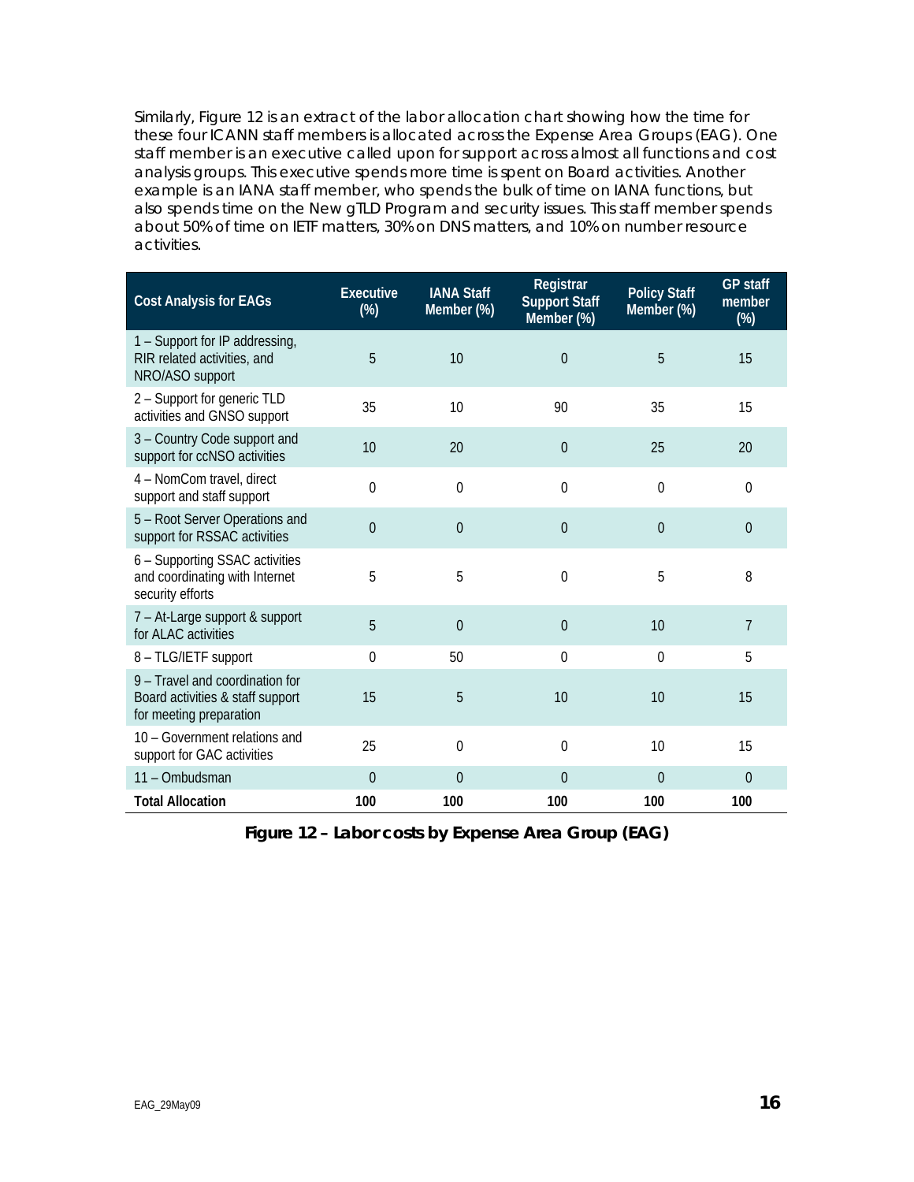Similarly, Figure 12 is an extract of the labor allocation chart showing how the time for these four ICANN staff members is allocated across the Expense Area Groups (EAG). One staff member is an executive called upon for support across almost all functions and cost analysis groups. This executive spends more time is spent on Board activities. Another example is an IANA staff member, who spends the bulk of time on IANA functions, but also spends time on the New gTLD Program and security issues. This staff member spends about 50% of time on IETF matters, 30% on DNS matters, and 10% on number resource activities.

| Cost Analysis for EAGs | Executive (%) | IANA Staff Member (%) | Registrar Support Staff Member (%) | Policy Staff Member (%) | GP staff member (%) |
|---|---|---|---|---|---|
| 1 – Support for IP addressing, RIR related activities, and NRO/ASO support | 5 | 10 | 0 | 5 | 15 |
| 2 – Support for generic TLD activities and GNSO support | 35 | 10 | 90 | 35 | 15 |
| 3 – Country Code support and support for ccNSO activities | 10 | 20 | 0 | 25 | 20 |
| 4 – NomCom travel, direct support and staff support | 0 | 0 | 0 | 0 | 0 |
| 5 – Root Server Operations and support for RSSAC activities | 0 | 0 | 0 | 0 | 0 |
| 6 – Supporting SSAC activities and coordinating with Internet security efforts | 5 | 5 | 0 | 5 | 8 |
| 7 – At-Large support & support for ALAC activities | 5 | 0 | 0 | 10 | 7 |
| 8 – TLG/IETF support | 0 | 50 | 0 | 0 | 5 |
| 9 – Travel and coordination for Board activities & staff support for meeting preparation | 15 | 5 | 10 | 10 | 15 |
| 10 – Government relations and support for GAC activities | 25 | 0 | 0 | 10 | 15 |
| 11 – Ombudsman | 0 | 0 | 0 | 0 | 0 |
| **Total Allocation** | **100** | **100** | **100** | **100** | **100** |

**Figure 12 – Labor costs by Expense Area Group (EAG)**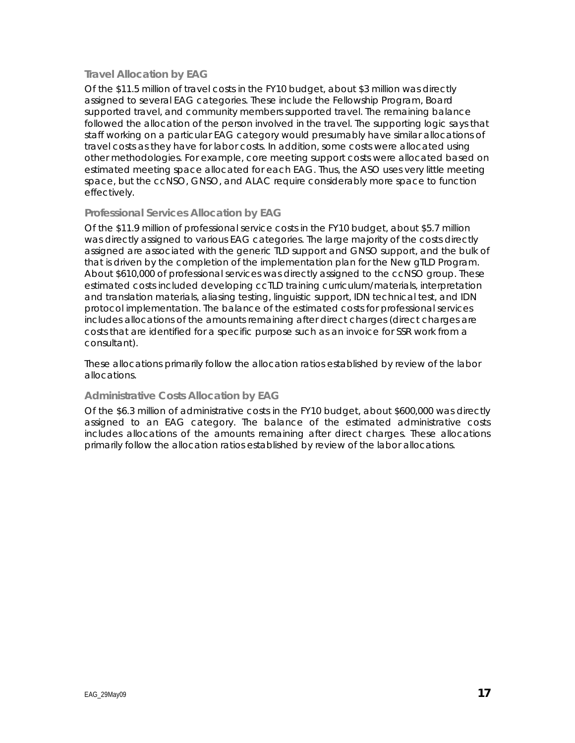### Travel Allocation by EAG

Of the $11.5 million of travel costs in the FY10 budget, about $3 million was directly assigned to several EAG categories. These include the Fellowship Program, Board supported travel, and community members supported travel. The remaining balance followed the allocation of the person involved in the travel. The supporting logic says that staff working on a particular EAG category would presumably have similar allocations of travel costs as they have for labor costs. In addition, some costs were allocated using other methodologies. For example, core meeting support costs were allocated based on estimated meeting space allocated for each EAG. Thus, the ASO uses very little meeting space, but the ccNSO, GNSO, and ALAC require considerably more space to function effectively.

### Professional Services Allocation by EAG

Of the $11.9 million of professional service costs in the FY10 budget, about $5.7 million was directly assigned to various EAG categories. The large majority of the costs directly assigned are associated with the generic TLD support and GNSO support, and the bulk of that is driven by the completion of the implementation plan for the New gTLD Program. About $610,000 of professional services was directly assigned to the ccNSO group. These estimated costs included developing ccTLD training curriculum/materials, interpretation and translation materials, aliasing testing, linguistic support, IDN technical test, and IDN protocol implementation. The balance of the estimated costs for professional services includes allocations of the amounts remaining after direct charges (direct charges are costs that are identified for a specific purpose such as an invoice for SSR work from a consultant).

These allocations primarily follow the allocation ratios established by review of the labor allocations.

### Administrative Costs Allocation by EAG

Of the $6.3 million of administrative costs in the FY10 budget, about $600,000 was directly assigned to an EAG category. The balance of the estimated administrative costs includes allocations of the amounts remaining after direct charges. These allocations primarily follow the allocation ratios established by review of the labor allocations.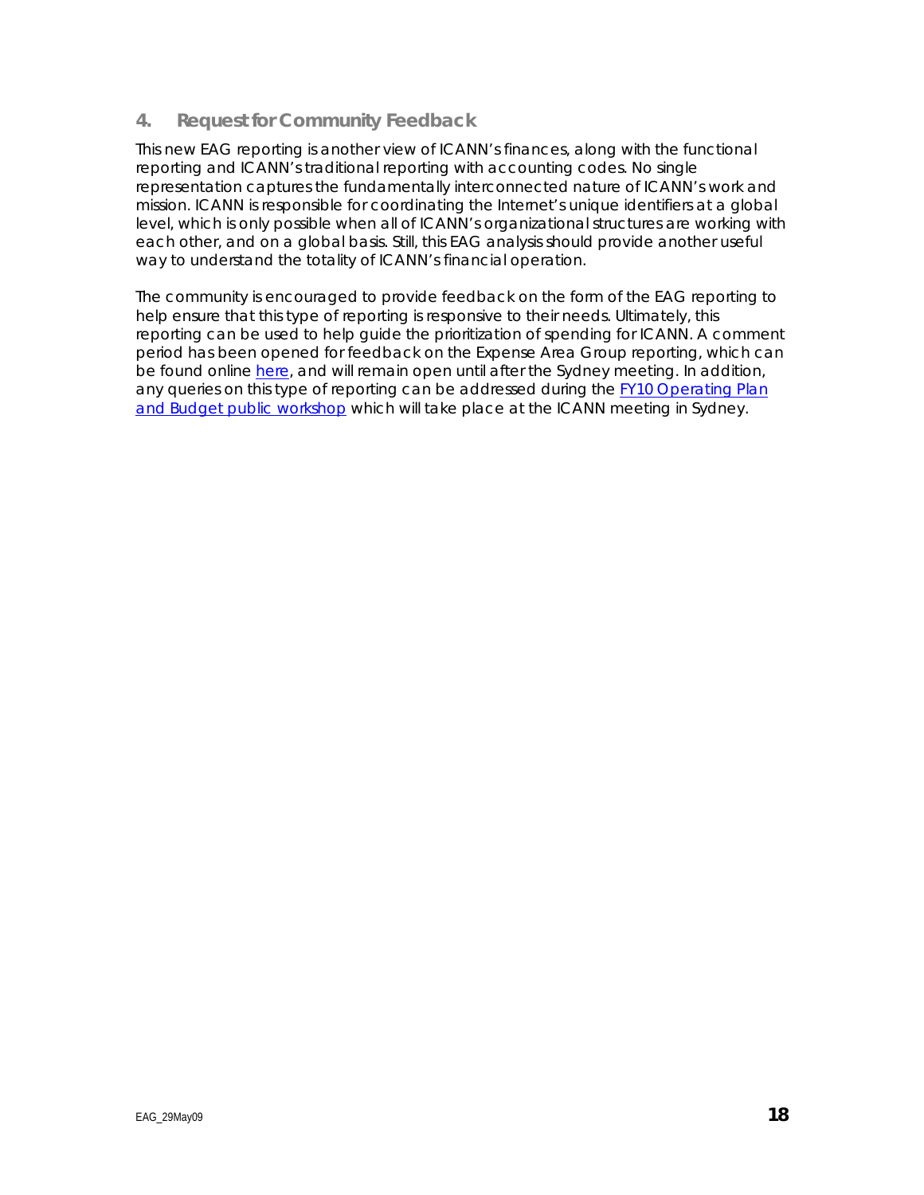## 4. Request for Community Feedback

This new EAG reporting is another view of ICANN's finances, along with the functional reporting and ICANN's traditional reporting with accounting codes. No single representation captures the fundamentally interconnected nature of ICANN's work and mission. ICANN is responsible for coordinating the Internet's unique identifiers at a global level, which is only possible when all of ICANN's organizational structures are working with each other, and on a global basis. Still, this EAG analysis should provide another useful way to understand the totality of ICANN's financial operation.

The community is encouraged to provide feedback on the form of the EAG reporting to help ensure that this type of reporting is responsive to their needs. Ultimately, this reporting can be used to help guide the prioritization of spending for ICANN. A comment period has been opened for feedback on the Expense Area Group reporting, which can be found online here, and will remain open until after the Sydney meeting. In addition, any queries on this type of reporting can be addressed during the FY10 Operating Plan and Budget public workshop which will take place at the ICANN meeting in Sydney.